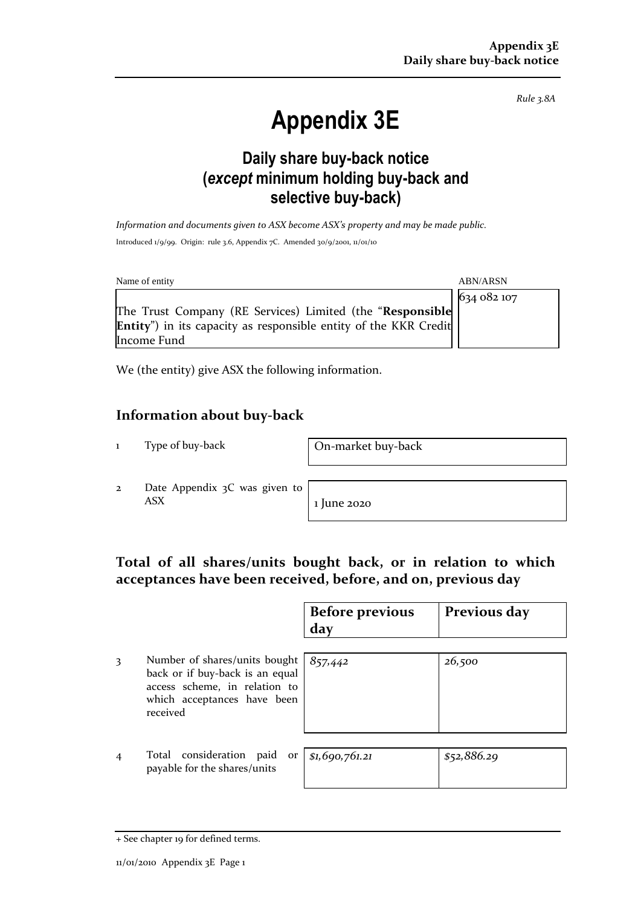*Rule 3.8A*

# Appendix 3E

## Daily share buy-back notice (*except* minimum holding buy-back and selective buy-back)

*Information and documents given to ASX become ASX's property and may be made public.*

Introduced 1/9/99. Origin: rule 3.6, Appendix 7C. Amended 30/9/2001, 11/01/10

| Name of entity | ABN/ARSN |
|---|---|
| The Trust Company (RE Services) Limited (the "**Responsible Entity**") in its capacity as responsible entity of the KKR Credit Income Fund | 634 082 107 |

We (the entity) give ASX the following information.

## Information about buy-back

| | | |
|---|---|---|
| 1 | Type of buy-back | On-market buy-back |
| 2 | Date Appendix 3C was given to ASX | 1 June 2020 |

## Total of all shares/units bought back, or in relation to which acceptances have been received, before, and on, previous day

| | | Before previous day | Previous day |
|---|---|---|---|
| 3 | Number of shares/units bought back or if buy-back is an equal access scheme, in relation to which acceptances have been received | *857,442* | *26,500* |
| 4 | Total consideration paid or payable for the shares/units | *$1,690,761.21* | *$52,886.29* |

+ See chapter 19 for defined terms.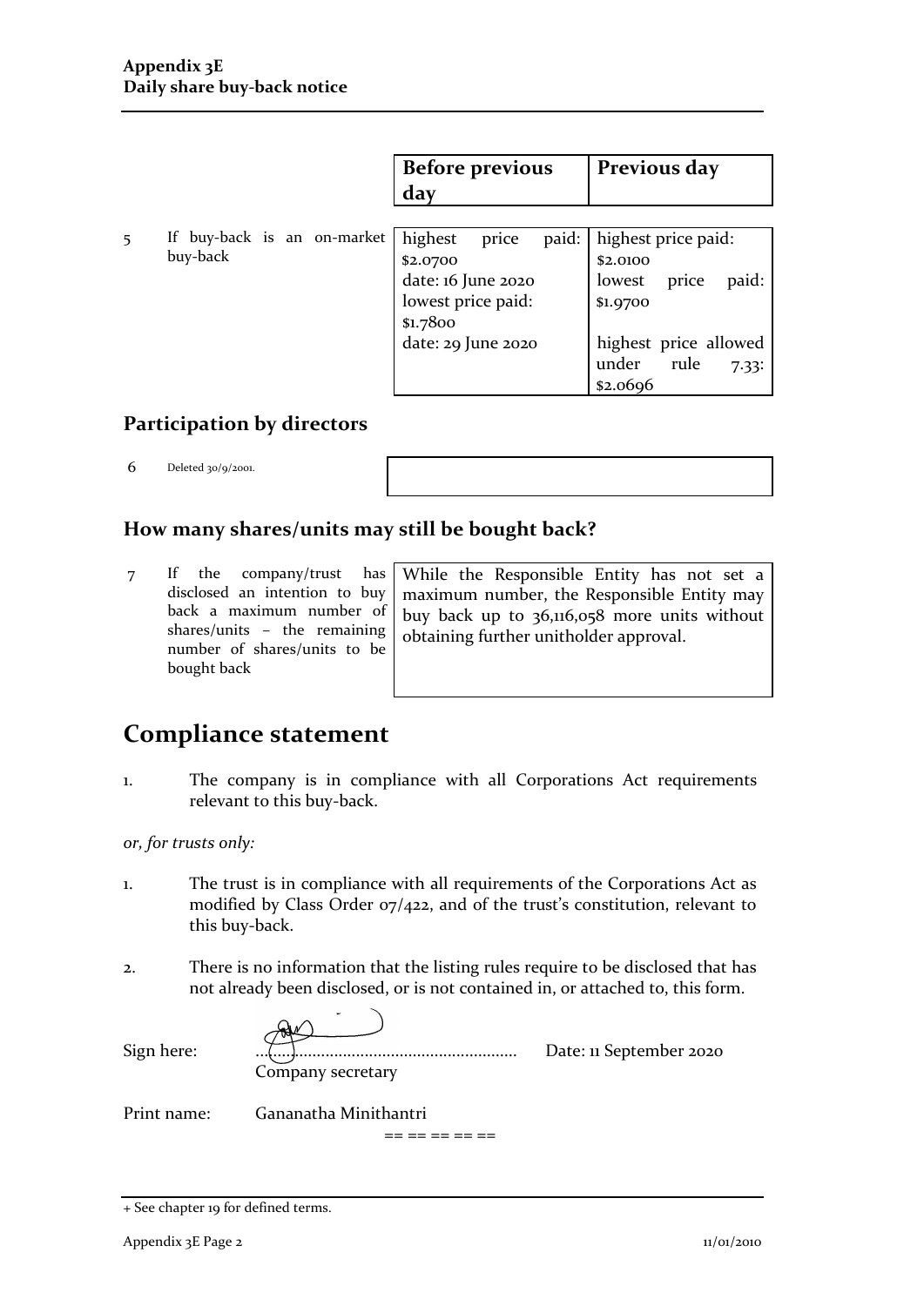**Appendix 3E**
**Daily share buy-back notice**

| | | Before previous day | Previous day |
|---|---|---|---|
| 5 | If buy-back is an on-market buy-back | highest price paid: $2.0700<br>date: 16 June 2020<br>lowest price paid: $1.7800<br>date: 29 June 2020 | highest price paid: $2.0100<br>lowest price paid: $1.9700<br><br>highest price allowed under rule 7.33: $2.0696 |

## Participation by directors

| | | |
|---|---|---|
| 6 | Deleted 30/9/2001. | |

## How many shares/units may still be bought back?

| | | |
|---|---|---|
| 7 | If the company/trust has disclosed an intention to buy back a maximum number of shares/units – the remaining number of shares/units to be bought back | While the Responsible Entity has not set a maximum number, the Responsible Entity may buy back up to 36,116,058 more units without obtaining further unitholder approval. |

# Compliance statement

1. The company is in compliance with all Corporations Act requirements relevant to this buy-back.

*or, for trusts only:*

1. The trust is in compliance with all requirements of the Corporations Act as modified by Class Order 07/422, and of the trust's constitution, relevant to this buy-back.

2. There is no information that the listing rules require to be disclosed that has not already been disclosed, or is not contained in, or attached to, this form.

Sign here: ............................................................ Date: 11 September 2020
Company secretary

Print name: Gananatha Minithantri

== == == == ==

+ See chapter 19 for defined terms.